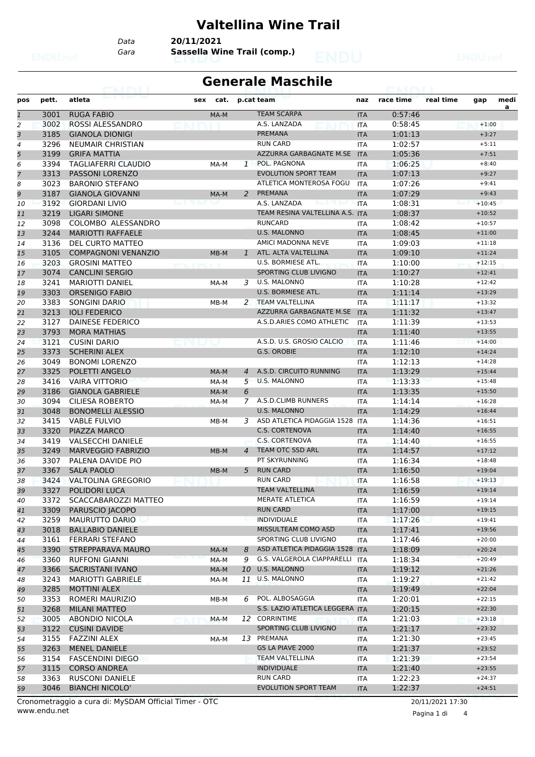# Valtellina Wine Trail

Data **20/11/2021**
Gara **Sassella Wine Trail (comp.)**

## Generale Maschile

| pos | pett. | atleta | sex | cat. | p.cat | team | naz | race time | real time | gap | medi a |
|---|---|---|---|---|---|---|---|---|---|---|---|
| 1 | 3001 | RUGA FABIO | | MA-M | | TEAM SCARPA | ITA | 0:57:46 | | | |
| 2 | 3002 | ROSSI ALESSANDRO | | | | A.S. LANZADA | ITA | 0:58:45 | | +1:00 | |
| 3 | 3185 | GIANOLA DIONIGI | | | | PREMANA | ITA | 1:01:13 | | +3:27 | |
| 4 | 3296 | NEUMAIR CHRISTIAN | | | | RUN CARD | ITA | 1:02:57 | | +5:11 | |
| 5 | 3199 | GRIFA MATTIA | | | | AZZURRA GARBAGNATE M.SE | ITA | 1:05:36 | | +7:51 | |
| 6 | 3394 | TAGLIAFERRI CLAUDIO | | MA-M | 1 | POL. PAGNONA | ITA | 1:06:25 | | +8:40 | |
| 7 | 3313 | PASSONI LORENZO | | | | EVOLUTION SPORT TEAM | ITA | 1:07:13 | | +9:27 | |
| 8 | 3023 | BARONIO STEFANO | | | | ATLETICA MONTEROSA FOGU | ITA | 1:07:26 | | +9:41 | |
| 9 | 3187 | GIANOLA GIOVANNI | | MA-M | 2 | PREMANA | ITA | 1:07:29 | | +9:43 | |
| 10 | 3192 | GIORDANI LIVIO | | | | A.S. LANZADA | ITA | 1:08:31 | | +10:45 | |
| 11 | 3219 | LIGARI SIMONE | | | | TEAM RESINA VALTELLINA A.S. | ITA | 1:08:37 | | +10:52 | |
| 12 | 3098 | COLOMBO ALESSANDRO | | | | RUNCARD | ITA | 1:08:42 | | +10:57 | |
| 13 | 3244 | MARIOTTI RAFFAELE | | | | U.S. MALONNO | ITA | 1:08:45 | | +11:00 | |
| 14 | 3136 | DEL CURTO MATTEO | | | | AMICI MADONNA NEVE | ITA | 1:09:03 | | +11:18 | |
| 15 | 3105 | COMPAGNONI VENANZIO | | MB-M | 1 | ATL. ALTA VALTELLINA | ITA | 1:09:10 | | +11:24 | |
| 16 | 3203 | GROSINI MATTEO | | | | U.S. BORMIESE ATL. | ITA | 1:10:00 | | +12:15 | |
| 17 | 3074 | CANCLINI SERGIO | | | | SPORTING CLUB LIVIGNO | ITA | 1:10:27 | | +12:41 | |
| 18 | 3241 | MARIOTTI DANIEL | | MA-M | 3 | U.S. MALONNO | ITA | 1:10:28 | | +12:42 | |
| 19 | 3303 | ORSENIGO FABIO | | | | U.S. BORMIESE ATL. | ITA | 1:11:14 | | +13:29 | |
| 20 | 3383 | SONGINI DARIO | | MB-M | 2 | TEAM VALTELLINA | ITA | 1:11:17 | | +13:32 | |
| 21 | 3213 | IOLI FEDERICO | | | | AZZURRA GARBAGNATE M.SE | ITA | 1:11:32 | | +13:47 | |
| 22 | 3127 | DAINESE FEDERICO | | | | A.S.D.ARIES COMO ATHLETIC | ITA | 1:11:39 | | +13:53 | |
| 23 | 3793 | MORA MATHIAS | | | | | ITA | 1:11:40 | | +13:55 | |
| 24 | 3121 | CUSINI DARIO | | | | A.S.D. U.S. GROSIO CALCIO | ITA | 1:11:46 | | +14:00 | |
| 25 | 3373 | SCHERINI ALEX | | | | G.S. OROBIE | ITA | 1:12:10 | | +14:24 | |
| 26 | 3049 | BONOMI LORENZO | | | | | ITA | 1:12:13 | | +14:28 | |
| 27 | 3325 | POLETTI ANGELO | | MA-M | 4 | A.S.D. CIRCUITO RUNNING | ITA | 1:13:29 | | +15:44 | |
| 28 | 3416 | VAIRA VITTORIO | | MA-M | 5 | U.S. MALONNO | ITA | 1:13:33 | | +15:48 | |
| 29 | 3186 | GIANOLA GABRIELE | | MA-M | 6 | | ITA | 1:13:35 | | +15:50 | |
| 30 | 3094 | CILIESA ROBERTO | | MA-M | 7 | A.S.D.CLIMB RUNNERS | ITA | 1:14:14 | | +16:28 | |
| 31 | 3048 | BONOMELLI ALESSIO | | | | U.S. MALONNO | ITA | 1:14:29 | | +16:44 | |
| 32 | 3415 | VABLE FULVIO | | MB-M | 3 | ASD ATLETICA PIDAGGIA 1528 | ITA | 1:14:36 | | +16:51 | |
| 33 | 3320 | PIAZZA MARCO | | | | C.S. CORTENOVA | ITA | 1:14:40 | | +16:55 | |
| 34 | 3419 | VALSECCHI DANIELE | | | | C.S. CORTENOVA | ITA | 1:14:40 | | +16:55 | |
| 35 | 3249 | MARVEGGIO FABRIZIO | | MB-M | 4 | TEAM OTC SSD ARL | ITA | 1:14:57 | | +17:12 | |
| 36 | 3307 | PALENA DAVIDE PIO | | | | PT SKYRUNNING | ITA | 1:16:34 | | +18:48 | |
| 37 | 3367 | SALA PAOLO | | MB-M | 5 | RUN CARD | ITA | 1:16:50 | | +19:04 | |
| 38 | 3424 | VALTOLINA GREGORIO | | | | RUN CARD | ITA | 1:16:58 | | +19:13 | |
| 39 | 3327 | POLIDORI LUCA | | | | TEAM VALTELLINA | ITA | 1:16:59 | | +19:14 | |
| 40 | 3372 | SCACCABAROZZI MATTEO | | | | MERATE ATLETICA | ITA | 1:16:59 | | +19:14 | |
| 41 | 3309 | PARUSCIO JACOPO | | | | RUN CARD | ITA | 1:17:00 | | +19:15 | |
| 42 | 3259 | MAURUTTO DARIO | | | | INDIVIDUALE | ITA | 1:17:26 | | +19:41 | |
| 43 | 3018 | BALLABIO DANIELE | | | | MISSULTEAM COMO ASD | ITA | 1:17:41 | | +19:56 | |
| 44 | 3161 | FERRARI STEFANO | | | | SPORTING CLUB LIVIGNO | ITA | 1:17:46 | | +20:00 | |
| 45 | 3390 | STREPPARAVA MAURO | | MA-M | 8 | ASD ATLETICA PIDAGGIA 1528 | ITA | 1:18:09 | | +20:24 | |
| 46 | 3360 | RUFFONI GIANNI | | MA-M | 9 | G.S. VALGEROLA CIAPPARELLI | ITA | 1:18:34 | | +20:49 | |
| 47 | 3366 | SACRISTANI IVANO | | MA-M | 10 | U.S. MALONNO | ITA | 1:19:12 | | +21:26 | |
| 48 | 3243 | MARIOTTI GABRIELE | | MA-M | 11 | U.S. MALONNO | ITA | 1:19:27 | | +21:42 | |
| 49 | 3285 | MOTTINI ALEX | | | | | ITA | 1:19:49 | | +22:04 | |
| 50 | 3353 | ROMERI MAURIZIO | | MB-M | 6 | POL. ALBOSAGGIA | ITA | 1:20:01 | | +22:15 | |
| 51 | 3268 | MILANI MATTEO | | | | S.S. LAZIO ATLETICA LEGGERA | ITA | 1:20:15 | | +22:30 | |
| 52 | 3005 | ABONDIO NICOLA | | MA-M | 12 | CORRINTIME | ITA | 1:21:03 | | +23:18 | |
| 53 | 3122 | CUSINI DAVIDE | | | | SPORTING CLUB LIVIGNO | ITA | 1:21:17 | | +23:32 | |
| 54 | 3155 | FAZZINI ALEX | | MA-M | 13 | PREMANA | ITA | 1:21:30 | | +23:45 | |
| 55 | 3263 | MENEL DANIELE | | | | GS LA PIAVE 2000 | ITA | 1:21:37 | | +23:52 | |
| 56 | 3154 | FASCENDINI DIEGO | | | | TEAM VALTELLINA | ITA | 1:21:39 | | +23:54 | |
| 57 | 3115 | CORSO ANDREA | | | | INDIVIDUALE | ITA | 1:21:40 | | +23:55 | |
| 58 | 3363 | RUSCONI DANIELE | | | | RUN CARD | ITA | 1:22:23 | | +24:37 | |
| 59 | 3046 | BIANCHI NICOLO' | | | | EVOLUTION SPORT TEAM | ITA | 1:22:37 | | +24:51 | |

Cronometraggio a cura di: MySDAM Official Timer - OTC 20/11/2021 17:30
www.endu.net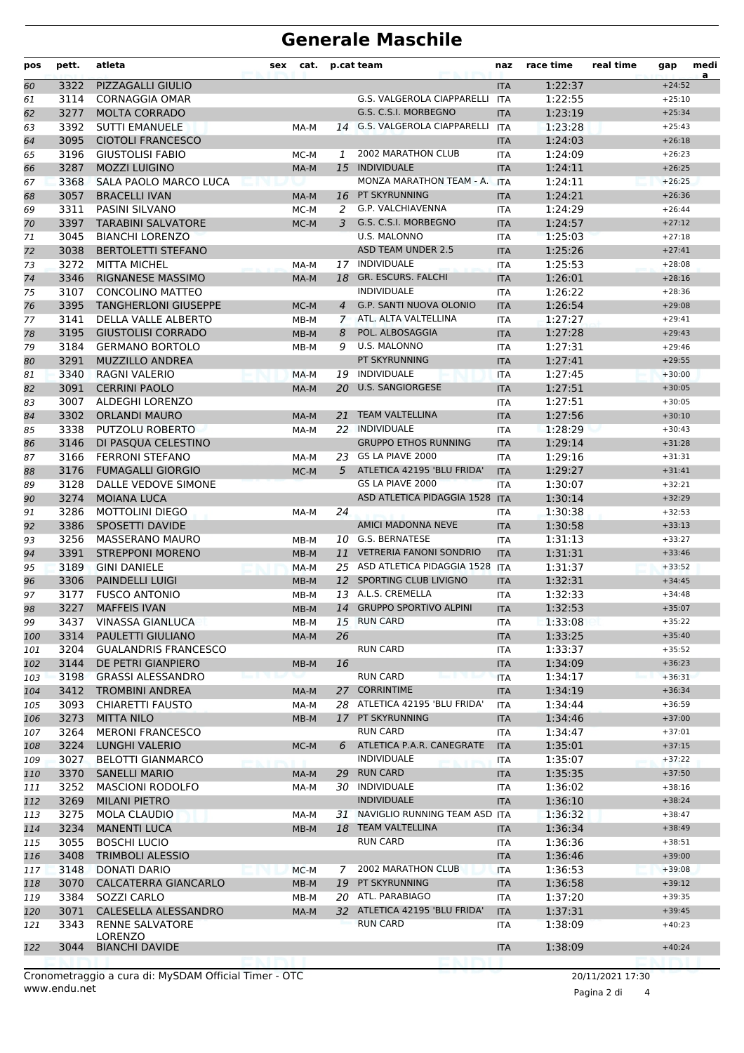# Generale Maschile

| pos | pett. | atleta | sex | cat. | p.cat | team | naz | race time | real time | gap | media |
|---|---|---|---|---|---|---|---|---|---|---|---|
| 60 | 3322 | PIZZAGALLI GIULIO | | | | | ITA | 1:22:37 | | +24:52 | |
| 61 | 3114 | CORNAGGIA OMAR | | | | G.S. VALGEROLA CIAPPARELLI | ITA | 1:22:55 | | +25:10 | |
| 62 | 3277 | MOLTA CORRADO | | | | G.S. C.S.I. MORBEGNO | ITA | 1:23:19 | | +25:34 | |
| 63 | 3392 | SUTTI EMANUELE | | MA-M | 14 | G.S. VALGEROLA CIAPPARELLI | ITA | 1:23:28 | | +25:43 | |
| 64 | 3095 | CIOTOLI FRANCESCO | | | | | ITA | 1:24:03 | | +26:18 | |
| 65 | 3196 | GIUSTOLISI FABIO | | MC-M | 1 | 2002 MARATHON CLUB | ITA | 1:24:09 | | +26:23 | |
| 66 | 3287 | MOZZI LUIGINO | | MA-M | 15 | INDIVIDUALE | ITA | 1:24:11 | | +26:25 | |
| 67 | 3368 | SALA PAOLO MARCO LUCA | | | | MONZA MARATHON TEAM - A. | ITA | 1:24:11 | | +26:25 | |
| 68 | 3057 | BRACELLI IVAN | | MA-M | 16 | PT SKYRUNNING | ITA | 1:24:21 | | +26:36 | |
| 69 | 3311 | PASINI SILVANO | | MC-M | 2 | G.P. VALCHIAVENNA | ITA | 1:24:29 | | +26:44 | |
| 70 | 3397 | TARABINI SALVATORE | | MC-M | 3 | G.S. C.S.I. MORBEGNO | ITA | 1:24:57 | | +27:12 | |
| 71 | 3045 | BIANCHI LORENZO | | | | U.S. MALONNO | ITA | 1:25:03 | | +27:18 | |
| 72 | 3038 | BERTOLETTI STEFANO | | | | ASD TEAM UNDER 2.5 | ITA | 1:25:26 | | +27:41 | |
| 73 | 3272 | MITTA MICHEL | | MA-M | 17 | INDIVIDUALE | ITA | 1:25:53 | | +28:08 | |
| 74 | 3346 | RIGNANESE MASSIMO | | MA-M | 18 | GR. ESCURS. FALCHI | ITA | 1:26:01 | | +28:16 | |
| 75 | 3107 | CONCOLINO MATTEO | | | | INDIVIDUALE | ITA | 1:26:22 | | +28:36 | |
| 76 | 3395 | TANGHERLONI GIUSEPPE | | MC-M | 4 | G.P. SANTI NUOVA OLONIO | ITA | 1:26:54 | | +29:08 | |
| 77 | 3141 | DELLA VALLE ALBERTO | | MB-M | 7 | ATL. ALTA VALTELLINA | ITA | 1:27:27 | | +29:41 | |
| 78 | 3195 | GIUSTOLISI CORRADO | | MB-M | 8 | POL. ALBOSAGGIA | ITA | 1:27:28 | | +29:43 | |
| 79 | 3184 | GERMANO BORTOLO | | MB-M | 9 | U.S. MALONNO | ITA | 1:27:31 | | +29:46 | |
| 80 | 3291 | MUZZILLO ANDREA | | | | PT SKYRUNNING | ITA | 1:27:41 | | +29:55 | |
| 81 | 3340 | RAGNI VALERIO | | MA-M | 19 | INDIVIDUALE | ITA | 1:27:45 | | +30:00 | |
| 82 | 3091 | CERRINI PAOLO | | MA-M | 20 | U.S. SANGIORGESE | ITA | 1:27:51 | | +30:05 | |
| 83 | 3007 | ALDEGHI LORENZO | | | | | ITA | 1:27:51 | | +30:05 | |
| 84 | 3302 | ORLANDI MAURO | | MA-M | 21 | TEAM VALTELLINA | ITA | 1:27:56 | | +30:10 | |
| 85 | 3338 | PUTZOLU ROBERTO | | MA-M | 22 | INDIVIDUALE | ITA | 1:28:29 | | +30:43 | |
| 86 | 3146 | DI PASQUA CELESTINO | | | | GRUPPO ETHOS RUNNING | ITA | 1:29:14 | | +31:28 | |
| 87 | 3166 | FERRONI STEFANO | | MA-M | 23 | GS LA PIAVE 2000 | ITA | 1:29:16 | | +31:31 | |
| 88 | 3176 | FUMAGALLI GIORGIO | | MC-M | 5 | ATLETICA 42195 'BLU FRIDA' | ITA | 1:29:27 | | +31:41 | |
| 89 | 3128 | DALLE VEDOVE SIMONE | | | | GS LA PIAVE 2000 | ITA | 1:30:07 | | +32:21 | |
| 90 | 3274 | MOIANA LUCA | | | | ASD ATLETICA PIDAGGIA 1528 | ITA | 1:30:14 | | +32:29 | |
| 91 | 3286 | MOTTOLINI DIEGO | | MA-M | 24 | | ITA | 1:30:38 | | +32:53 | |
| 92 | 3386 | SPOSETTI DAVIDE | | | | AMICI MADONNA NEVE | ITA | 1:30:58 | | +33:13 | |
| 93 | 3256 | MASSERANO MAURO | | MB-M | 10 | G.S. BERNATESE | ITA | 1:31:13 | | +33:27 | |
| 94 | 3391 | STREPPONI MORENO | | MB-M | 11 | VETRERIA FANONI SONDRIO | ITA | 1:31:31 | | +33:46 | |
| 95 | 3189 | GINI DANIELE | | MA-M | 25 | ASD ATLETICA PIDAGGIA 1528 | ITA | 1:31:37 | | +33:52 | |
| 96 | 3306 | PAINDELLI LUIGI | | MB-M | 12 | SPORTING CLUB LIVIGNO | ITA | 1:32:31 | | +34:45 | |
| 97 | 3177 | FUSCO ANTONIO | | MB-M | 13 | A.L.S. CREMELLA | ITA | 1:32:33 | | +34:48 | |
| 98 | 3227 | MAFFEIS IVAN | | MB-M | 14 | GRUPPO SPORTIVO ALPINI | ITA | 1:32:53 | | +35:07 | |
| 99 | 3437 | VINASSA GIANLUCA | | MB-M | 15 | RUN CARD | ITA | 1:33:08 | | +35:22 | |
| 100 | 3314 | PAULETTI GIULIANO | | MA-M | 26 | | ITA | 1:33:25 | | +35:40 | |
| 101 | 3204 | GUALANDRIS FRANCESCO | | | | RUN CARD | ITA | 1:33:37 | | +35:52 | |
| 102 | 3144 | DE PETRI GIANPIERO | | MB-M | 16 | | ITA | 1:34:09 | | +36:23 | |
| 103 | 3198 | GRASSI ALESSANDRO | | | | RUN CARD | ITA | 1:34:17 | | +36:31 | |
| 104 | 3412 | TROMBINI ANDREA | | MA-M | 27 | CORRINTIME | ITA | 1:34:19 | | +36:34 | |
| 105 | 3093 | CHIARETTI FAUSTO | | MA-M | 28 | ATLETICA 42195 'BLU FRIDA' | ITA | 1:34:44 | | +36:59 | |
| 106 | 3273 | MITTA NILO | | MB-M | 17 | PT SKYRUNNING | ITA | 1:34:46 | | +37:00 | |
| 107 | 3264 | MERONI FRANCESCO | | | | RUN CARD | ITA | 1:34:47 | | +37:01 | |
| 108 | 3224 | LUNGHI VALERIO | | MC-M | 6 | ATLETICA P.A.R. CANEGRATE | ITA | 1:35:01 | | +37:15 | |
| 109 | 3027 | BELOTTI GIANMARCO | | | | INDIVIDUALE | ITA | 1:35:07 | | +37:22 | |
| 110 | 3370 | SANELLI MARIO | | MA-M | 29 | RUN CARD | ITA | 1:35:35 | | +37:50 | |
| 111 | 3252 | MASCIONI RODOLFO | | MA-M | 30 | INDIVIDUALE | ITA | 1:36:02 | | +38:16 | |
| 112 | 3269 | MILANI PIETRO | | | | INDIVIDUALE | ITA | 1:36:10 | | +38:24 | |
| 113 | 3275 | MOLA CLAUDIO | | MA-M | 31 | NAVIGLIO RUNNING TEAM ASD | ITA | 1:36:32 | | +38:47 | |
| 114 | 3234 | MANENTI LUCA | | MB-M | 18 | TEAM VALTELLINA | ITA | 1:36:34 | | +38:49 | |
| 115 | 3055 | BOSCHI LUCIO | | | | RUN CARD | ITA | 1:36:36 | | +38:51 | |
| 116 | 3408 | TRIMBOLI ALESSIO | | | | | ITA | 1:36:46 | | +39:00 | |
| 117 | 3148 | DONATI DARIO | | MC-M | 7 | 2002 MARATHON CLUB | ITA | 1:36:53 | | +39:08 | |
| 118 | 3070 | CALCATERRA GIANCARLO | | MB-M | 19 | PT SKYRUNNING | ITA | 1:36:58 | | +39:12 | |
| 119 | 3384 | SOZZI CARLO | | MB-M | 20 | ATL. PARABIAGO | ITA | 1:37:20 | | +39:35 | |
| 120 | 3071 | CALESELLA ALESSANDRO | | MA-M | 32 | ATLETICA 42195 'BLU FRIDA' | ITA | 1:37:31 | | +39:45 | |
| 121 | 3343 | RENNE SALVATORE LORENZO | | | | RUN CARD | ITA | 1:38:09 | | +40:23 | |
| 122 | 3044 | BIANCHI DAVIDE | | | | | ITA | 1:38:09 | | +40:24 | |

Cronometraggio a cura di: MySDAM Official Timer - OTC
www.endu.net

20/11/2021 17:30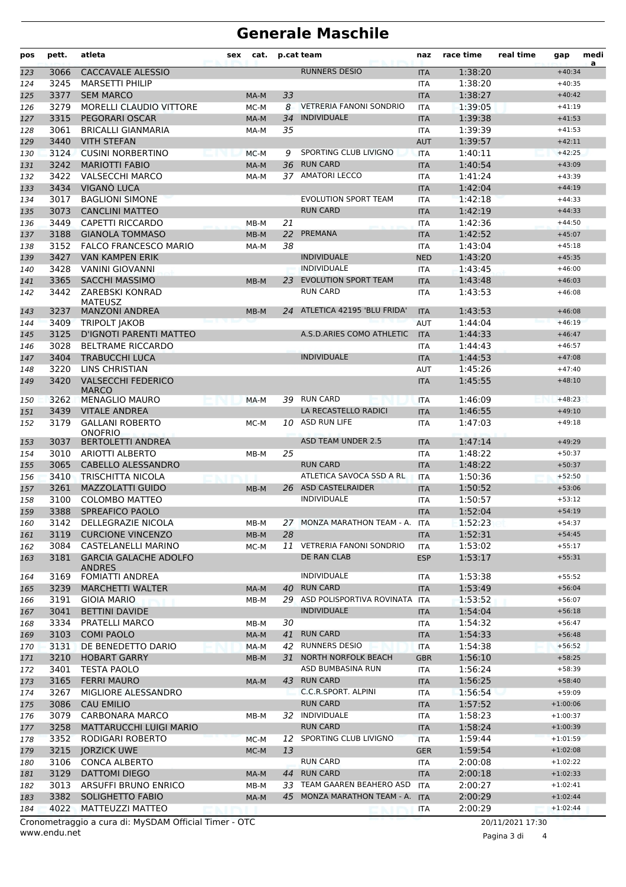# Generale Maschile

| pos | pett. | atleta | sex | cat. | p.cat | team | naz | race time | real time | gap | media |
|---|---|---|---|---|---|---|---|---|---|---|---|
| 123 | 3066 | CACCAVALE ALESSIO | | | | RUNNERS DESIO | ITA | 1:38:20 | | +40:34 | |
| 124 | 3245 | MARSETTI PHILIP | | | | | ITA | 1:38:20 | | +40:35 | |
| 125 | 3377 | SEM MARCO | | MA-M | 33 | | ITA | 1:38:27 | | +40:42 | |
| 126 | 3279 | MORELLI CLAUDIO VITTORE | | MC-M | 8 | VETRERIA FANONI SONDRIO | ITA | 1:39:05 | | +41:19 | |
| 127 | 3315 | PEGORARI OSCAR | | MA-M | 34 | INDIVIDUALE | ITA | 1:39:38 | | +41:53 | |
| 128 | 3061 | BRICALLI GIANMARIA | | MA-M | 35 | | ITA | 1:39:39 | | +41:53 | |
| 129 | 3440 | VITH STEFAN | | | | | AUT | 1:39:57 | | +42:11 | |
| 130 | 3124 | CUSINI NORBERTINO | | MC-M | 9 | SPORTING CLUB LIVIGNO | ITA | 1:40:11 | | +42:25 | |
| 131 | 3242 | MARIOTTI FABIO | | MA-M | 36 | RUN CARD | ITA | 1:40:54 | | +43:09 | |
| 132 | 3422 | VALSECCHI MARCO | | MA-M | 37 | AMATORI LECCO | ITA | 1:41:24 | | +43:39 | |
| 133 | 3434 | VIGANÒ LUCA | | | | | ITA | 1:42:04 | | +44:19 | |
| 134 | 3017 | BAGLIONI SIMONE | | | | EVOLUTION SPORT TEAM | ITA | 1:42:18 | | +44:33 | |
| 135 | 3073 | CANCLINI MATTEO | | | | RUN CARD | ITA | 1:42:19 | | +44:33 | |
| 136 | 3449 | CAPETTI RICCARDO | | MB-M | 21 | | ITA | 1:42:36 | | +44:50 | |
| 137 | 3188 | GIANOLA TOMMASO | | MB-M | 22 | PREMANA | ITA | 1:42:52 | | +45:07 | |
| 138 | 3152 | FALCO FRANCESCO MARIO | | MA-M | 38 | | ITA | 1:43:04 | | +45:18 | |
| 139 | 3427 | VAN KAMPEN ERIK | | | | INDIVIDUALE | NED | 1:43:20 | | +45:35 | |
| 140 | 3428 | VANINI GIOVANNI | | | | INDIVIDUALE | ITA | 1:43:45 | | +46:00 | |
| 141 | 3365 | SACCHI MASSIMO | | MB-M | 23 | EVOLUTION SPORT TEAM | ITA | 1:43:48 | | +46:03 | |
| 142 | 3442 | ZAREBSKI KONRAD MATEUSZ | | | | RUN CARD | ITA | 1:43:53 | | +46:08 | |
| 143 | 3237 | MANZONI ANDREA | | MB-M | 24 | ATLETICA 42195 'BLU FRIDA' | ITA | 1:43:53 | | +46:08 | |
| 144 | 3409 | TRIPOLT JAKOB | | | | | AUT | 1:44:04 | | +46:19 | |
| 145 | 3125 | D'IGNOTI PARENTI MATTEO | | | | A.S.D.ARIES COMO ATHLETIC | ITA | 1:44:33 | | +46:47 | |
| 146 | 3028 | BELTRAME RICCARDO | | | | | ITA | 1:44:43 | | +46:57 | |
| 147 | 3404 | TRABUCCHI LUCA | | | | INDIVIDUALE | ITA | 1:44:53 | | +47:08 | |
| 148 | 3220 | LINS CHRISTIAN | | | | | AUT | 1:45:26 | | +47:40 | |
| 149 | 3420 | VALSECCHI FEDERICO MARCO | | | | | ITA | 1:45:55 | | +48:10 | |
| 150 | 3262 | MENAGLIO MAURO | | MA-M | 39 | RUN CARD | ITA | 1:46:09 | | +48:23 | |
| 151 | 3439 | VITALE ANDREA | | | | LA RECASTELLO RADICI | ITA | 1:46:55 | | +49:10 | |
| 152 | 3179 | GALLANI ROBERTO ONOFRIO | | MC-M | 10 | ASD RUN LIFE | ITA | 1:47:03 | | +49:18 | |
| 153 | 3037 | BERTOLETTI ANDREA | | | | ASD TEAM UNDER 2.5 | ITA | 1:47:14 | | +49:29 | |
| 154 | 3010 | ARIOTTI ALBERTO | | MB-M | 25 | | ITA | 1:48:22 | | +50:37 | |
| 155 | 3065 | CABELLO ALESSANDRO | | | | RUN CARD | ITA | 1:48:22 | | +50:37 | |
| 156 | 3410 | TRISCHITTA NICOLA | | | | ATLETICA SAVOCA SSD A RL | ITA | 1:50:36 | | +52:50 | |
| 157 | 3261 | MAZZOLATTI GUIDO | | MB-M | 26 | ASD CASTELRAIDER | ITA | 1:50:52 | | +53:06 | |
| 158 | 3100 | COLOMBO MATTEO | | | | INDIVIDUALE | ITA | 1:50:57 | | +53:12 | |
| 159 | 3388 | SPREAFICO PAOLO | | | | | ITA | 1:52:04 | | +54:19 | |
| 160 | 3142 | DELLEGRAZIE NICOLA | | MB-M | 27 | MONZA MARATHON TEAM - A. | ITA | 1:52:23 | | +54:37 | |
| 161 | 3119 | CURCIONE VINCENZO | | MB-M | 28 | | ITA | 1:52:31 | | +54:45 | |
| 162 | 3084 | CASTELANELLI MARINO | | MC-M | 11 | VETRERIA FANONI SONDRIO | ITA | 1:53:02 | | +55:17 | |
| 163 | 3181 | GARCIA GALACHE ADOLFO ANDRES | | | | DE RAN CLAB | ESP | 1:53:17 | | +55:31 | |
| 164 | 3169 | FOMIATTI ANDREA | | | | INDIVIDUALE | ITA | 1:53:38 | | +55:52 | |
| 165 | 3239 | MARCHETTI WALTER | | MA-M | 40 | RUN CARD | ITA | 1:53:49 | | +56:04 | |
| 166 | 3191 | GIOIA MARIO | | MB-M | 29 | ASD POLISPORTIVA ROVINATA | ITA | 1:53:52 | | +56:07 | |
| 167 | 3041 | BETTINI DAVIDE | | | | INDIVIDUALE | ITA | 1:54:04 | | +56:18 | |
| 168 | 3334 | PRATELLI MARCO | | MB-M | 30 | | ITA | 1:54:32 | | +56:47 | |
| 169 | 3103 | COMI PAOLO | | MA-M | 41 | RUN CARD | ITA | 1:54:33 | | +56:48 | |
| 170 | 3131 | DE BENEDETTO DARIO | | MA-M | 42 | RUNNERS DESIO | ITA | 1:54:38 | | +56:52 | |
| 171 | 3210 | HOBART GARRY | | MB-M | 31 | NORTH NORFOLK BEACH | GBR | 1:56:10 | | +58:25 | |
| 172 | 3401 | TESTA PAOLO | | | | ASD BUMBASINA RUN | ITA | 1:56:24 | | +58:39 | |
| 173 | 3165 | FERRI MAURO | | MA-M | 43 | RUN CARD | ITA | 1:56:25 | | +58:40 | |
| 174 | 3267 | MIGLIORE ALESSANDRO | | | | C.C.R.SPORT. ALPINI | ITA | 1:56:54 | | +59:09 | |
| 175 | 3086 | CAU EMILIO | | | | RUN CARD | ITA | 1:57:52 | | +1:00:06 | |
| 176 | 3079 | CARBONARA MARCO | | MB-M | 32 | INDIVIDUALE | ITA | 1:58:23 | | +1:00:37 | |
| 177 | 3258 | MATTARUCCHI LUIGI MARIO | | | | RUN CARD | ITA | 1:58:24 | | +1:00:39 | |
| 178 | 3352 | RODIGARI ROBERTO | | MC-M | 12 | SPORTING CLUB LIVIGNO | ITA | 1:59:44 | | +1:01:59 | |
| 179 | 3215 | JORZICK UWE | | MC-M | 13 | | GER | 1:59:54 | | +1:02:08 | |
| 180 | 3106 | CONCA ALBERTO | | | | RUN CARD | ITA | 2:00:08 | | +1:02:22 | |
| 181 | 3129 | DATTOMI DIEGO | | MA-M | 44 | RUN CARD | ITA | 2:00:18 | | +1:02:33 | |
| 182 | 3013 | ARSUFFI BRUNO ENRICO | | MB-M | 33 | TEAM GAAREN BEAHERO ASD | ITA | 2:00:27 | | +1:02:41 | |
| 183 | 3382 | SOLIGHETTO FABIO | | MA-M | 45 | MONZA MARATHON TEAM - A. | ITA | 2:00:29 | | +1:02:44 | |
| 184 | 4022 | MATTEUZZI MATTEO | | | | | ITA | 2:00:29 | | +1:02:44 | |

Cronometraggio a cura di: MySDAM Official Timer - OTC
www.endu.net

20/11/2021 17:30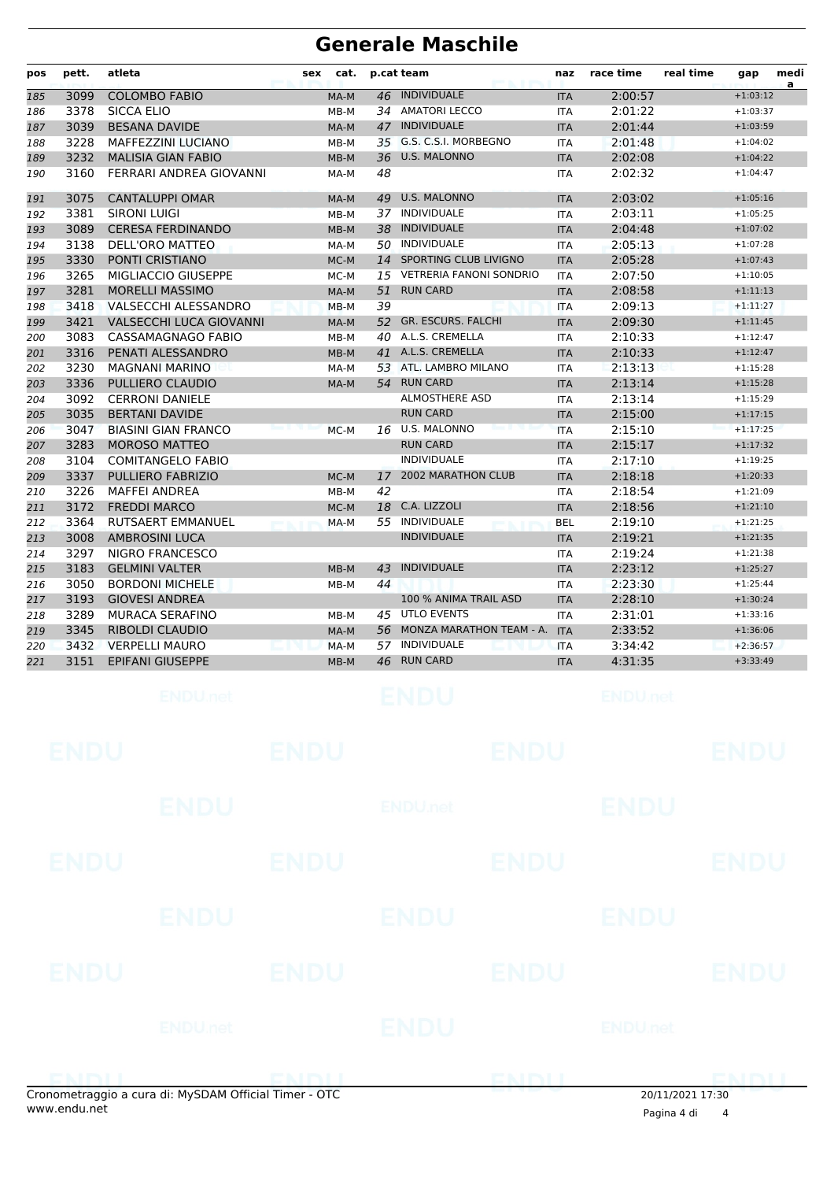# Generale Maschile

| pos | pett. | atleta | sex | cat. | p.cat | team | naz | race time | real time | gap | media |
|---|---|---|---|---|---|---|---|---|---|---|---|
| 185 | 3099 | COLOMBO FABIO | | MA-M | 46 | INDIVIDUALE | ITA | 2:00:57 | | +1:03:12 | |
| 186 | 3378 | SICCA ELIO | | MB-M | 34 | AMATORI LECCO | ITA | 2:01:22 | | +1:03:37 | |
| 187 | 3039 | BESANA DAVIDE | | MA-M | 47 | INDIVIDUALE | ITA | 2:01:44 | | +1:03:59 | |
| 188 | 3228 | MAFFEZZINI LUCIANO | | MB-M | 35 | G.S. C.S.I. MORBEGNO | ITA | 2:01:48 | | +1:04:02 | |
| 189 | 3232 | MALISIA GIAN FABIO | | MB-M | 36 | U.S. MALONNO | ITA | 2:02:08 | | +1:04:22 | |
| 190 | 3160 | FERRARI ANDREA GIOVANNI | | MA-M | 48 | | ITA | 2:02:32 | | +1:04:47 | |
| 191 | 3075 | CANTALUPPI OMAR | | MA-M | 49 | U.S. MALONNO | ITA | 2:03:02 | | +1:05:16 | |
| 192 | 3381 | SIRONI LUIGI | | MB-M | 37 | INDIVIDUALE | ITA | 2:03:11 | | +1:05:25 | |
| 193 | 3089 | CERESA FERDINANDO | | MB-M | 38 | INDIVIDUALE | ITA | 2:04:48 | | +1:07:02 | |
| 194 | 3138 | DELL'ORO MATTEO | | MA-M | 50 | INDIVIDUALE | ITA | 2:05:13 | | +1:07:28 | |
| 195 | 3330 | PONTI CRISTIANO | | MC-M | 14 | SPORTING CLUB LIVIGNO | ITA | 2:05:28 | | +1:07:43 | |
| 196 | 3265 | MIGLIACCIO GIUSEPPE | | MC-M | 15 | VETRERIA FANONI SONDRIO | ITA | 2:07:50 | | +1:10:05 | |
| 197 | 3281 | MORELLI MASSIMO | | MA-M | 51 | RUN CARD | ITA | 2:08:58 | | +1:11:13 | |
| 198 | 3418 | VALSECCHI ALESSANDRO | | MB-M | 39 | | ITA | 2:09:13 | | +1:11:27 | |
| 199 | 3421 | VALSECCHI LUCA GIOVANNI | | MA-M | 52 | GR. ESCURS. FALCHI | ITA | 2:09:30 | | +1:11:45 | |
| 200 | 3083 | CASSAMAGNAGO FABIO | | MB-M | 40 | A.L.S. CREMELLA | ITA | 2:10:33 | | +1:12:47 | |
| 201 | 3316 | PENATI ALESSANDRO | | MB-M | 41 | A.L.S. CREMELLA | ITA | 2:10:33 | | +1:12:47 | |
| 202 | 3230 | MAGNANI MARINO | | MA-M | 53 | ATL. LAMBRO MILANO | ITA | 2:13:13 | | +1:15:28 | |
| 203 | 3336 | PULLIERO CLAUDIO | | MA-M | 54 | RUN CARD | ITA | 2:13:14 | | +1:15:28 | |
| 204 | 3092 | CERRONI DANIELE | | | | ALMOSTHERE ASD | ITA | 2:13:14 | | +1:15:29 | |
| 205 | 3035 | BERTANI DAVIDE | | | | RUN CARD | ITA | 2:15:00 | | +1:17:15 | |
| 206 | 3047 | BIASINI GIAN FRANCO | | MC-M | 16 | U.S. MALONNO | ITA | 2:15:10 | | +1:17:25 | |
| 207 | 3283 | MOROSO MATTEO | | | | RUN CARD | ITA | 2:15:17 | | +1:17:32 | |
| 208 | 3104 | COMITANGELO FABIO | | | | INDIVIDUALE | ITA | 2:17:10 | | +1:19:25 | |
| 209 | 3337 | PULLIERO FABRIZIO | | MC-M | 17 | 2002 MARATHON CLUB | ITA | 2:18:18 | | +1:20:33 | |
| 210 | 3226 | MAFFEI ANDREA | | MB-M | 42 | | ITA | 2:18:54 | | +1:21:09 | |
| 211 | 3172 | FREDDI MARCO | | MC-M | 18 | C.A. LIZZOLI | ITA | 2:18:56 | | +1:21:10 | |
| 212 | 3364 | RUTSAERT EMMANUEL | | MA-M | 55 | INDIVIDUALE | BEL | 2:19:10 | | +1:21:25 | |
| 213 | 3008 | AMBROSINI LUCA | | | | INDIVIDUALE | ITA | 2:19:21 | | +1:21:35 | |
| 214 | 3297 | NIGRO FRANCESCO | | | | | ITA | 2:19:24 | | +1:21:38 | |
| 215 | 3183 | GELMINI VALTER | | MB-M | 43 | INDIVIDUALE | ITA | 2:23:12 | | +1:25:27 | |
| 216 | 3050 | BORDONI MICHELE | | MB-M | 44 | | ITA | 2:23:30 | | +1:25:44 | |
| 217 | 3193 | GIOVESI ANDREA | | | | 100 % ANIMA TRAIL ASD | ITA | 2:28:10 | | +1:30:24 | |
| 218 | 3289 | MURACA SERAFINO | | MB-M | 45 | UTLO EVENTS | ITA | 2:31:01 | | +1:33:16 | |
| 219 | 3345 | RIBOLDI CLAUDIO | | MA-M | 56 | MONZA MARATHON TEAM - A. | ITA | 2:33:52 | | +1:36:06 | |
| 220 | 3432 | VERPELLI MAURO | | MA-M | 57 | INDIVIDUALE | ITA | 3:34:42 | | +2:36:57 | |
| 221 | 3151 | EPIFANI GIUSEPPE | | MB-M | 46 | RUN CARD | ITA | 4:31:35 | | +3:33:49 | |

Cronometraggio a cura di: MySDAM Official Timer - OTC
www.endu.net

20/11/2021 17:30